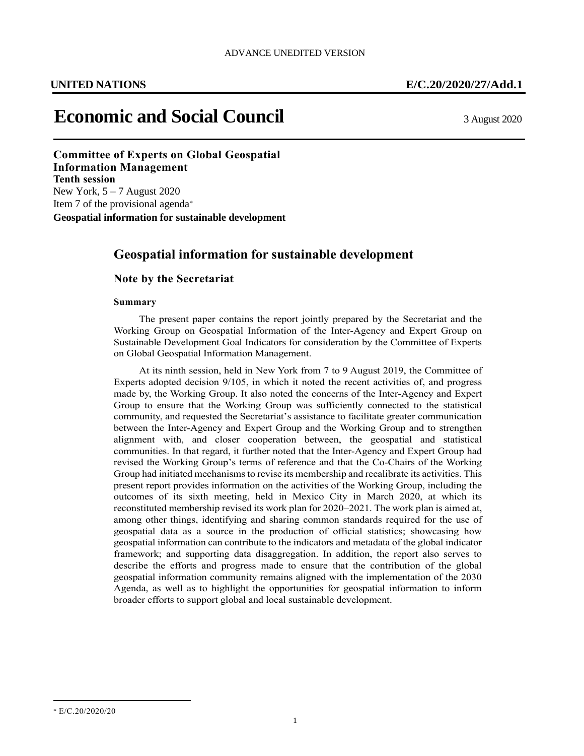ADVANCE UNEDITED VERSION

**UNITED NATIONS** **E/C.20/2020/27/Add.1**

# Economic and Social Council

3 August 2020

**Committee of Experts on Global Geospatial Information Management**
**Tenth session**
New York, 5 – 7 August 2020
Item 7 of the provisional agenda*
**Geospatial information for sustainable development**

## Geospatial information for sustainable development

### Note by the Secretariat

**Summary**

The present paper contains the report jointly prepared by the Secretariat and the Working Group on Geospatial Information of the Inter-Agency and Expert Group on Sustainable Development Goal Indicators for consideration by the Committee of Experts on Global Geospatial Information Management.

At its ninth session, held in New York from 7 to 9 August 2019, the Committee of Experts adopted decision 9/105, in which it noted the recent activities of, and progress made by, the Working Group. It also noted the concerns of the Inter-Agency and Expert Group to ensure that the Working Group was sufficiently connected to the statistical community, and requested the Secretariat's assistance to facilitate greater communication between the Inter-Agency and Expert Group and the Working Group and to strengthen alignment with, and closer cooperation between, the geospatial and statistical communities. In that regard, it further noted that the Inter-Agency and Expert Group had revised the Working Group's terms of reference and that the Co-Chairs of the Working Group had initiated mechanisms to revise its membership and recalibrate its activities. This present report provides information on the activities of the Working Group, including the outcomes of its sixth meeting, held in Mexico City in March 2020, at which its reconstituted membership revised its work plan for 2020–2021. The work plan is aimed at, among other things, identifying and sharing common standards required for the use of geospatial data as a source in the production of official statistics; showcasing how geospatial information can contribute to the indicators and metadata of the global indicator framework; and supporting data disaggregation. In addition, the report also serves to describe the efforts and progress made to ensure that the contribution of the global geospatial information community remains aligned with the implementation of the 2030 Agenda, as well as to highlight the opportunities for geospatial information to inform broader efforts to support global and local sustainable development.

---

* E/C.20/2020/20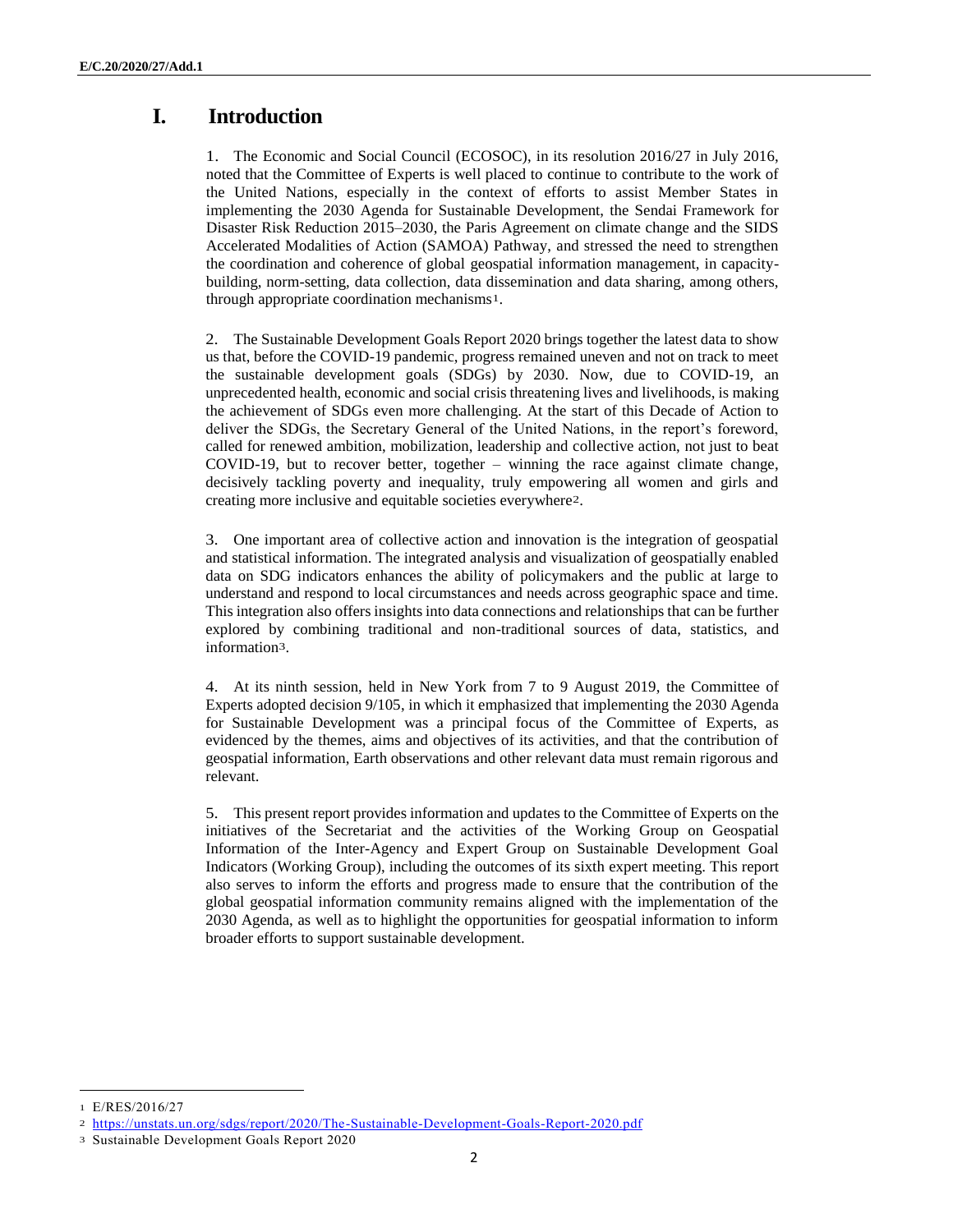# I. Introduction

1. The Economic and Social Council (ECOSOC), in its resolution 2016/27 in July 2016, noted that the Committee of Experts is well placed to continue to contribute to the work of the United Nations, especially in the context of efforts to assist Member States in implementing the 2030 Agenda for Sustainable Development, the Sendai Framework for Disaster Risk Reduction 2015–2030, the Paris Agreement on climate change and the SIDS Accelerated Modalities of Action (SAMOA) Pathway, and stressed the need to strengthen the coordination and coherence of global geospatial information management, in capacity-building, norm-setting, data collection, data dissemination and data sharing, among others, through appropriate coordination mechanisms[1].

2. The Sustainable Development Goals Report 2020 brings together the latest data to show us that, before the COVID-19 pandemic, progress remained uneven and not on track to meet the sustainable development goals (SDGs) by 2030. Now, due to COVID-19, an unprecedented health, economic and social crisis threatening lives and livelihoods, is making the achievement of SDGs even more challenging. At the start of this Decade of Action to deliver the SDGs, the Secretary General of the United Nations, in the report's foreword, called for renewed ambition, mobilization, leadership and collective action, not just to beat COVID-19, but to recover better, together – winning the race against climate change, decisively tackling poverty and inequality, truly empowering all women and girls and creating more inclusive and equitable societies everywhere[2].

3. One important area of collective action and innovation is the integration of geospatial and statistical information. The integrated analysis and visualization of geospatially enabled data on SDG indicators enhances the ability of policymakers and the public at large to understand and respond to local circumstances and needs across geographic space and time. This integration also offers insights into data connections and relationships that can be further explored by combining traditional and non-traditional sources of data, statistics, and information[3].

4. At its ninth session, held in New York from 7 to 9 August 2019, the Committee of Experts adopted decision 9/105, in which it emphasized that implementing the 2030 Agenda for Sustainable Development was a principal focus of the Committee of Experts, as evidenced by the themes, aims and objectives of its activities, and that the contribution of geospatial information, Earth observations and other relevant data must remain rigorous and relevant.

5. This present report provides information and updates to the Committee of Experts on the initiatives of the Secretariat and the activities of the Working Group on Geospatial Information of the Inter-Agency and Expert Group on Sustainable Development Goal Indicators (Working Group), including the outcomes of its sixth expert meeting. This report also serves to inform the efforts and progress made to ensure that the contribution of the global geospatial information community remains aligned with the implementation of the 2030 Agenda, as well as to highlight the opportunities for geospatial information to inform broader efforts to support sustainable development.

---

[1] E/RES/2016/27

[2] https://unstats.un.org/sdgs/report/2020/The-Sustainable-Development-Goals-Report-2020.pdf

[3] Sustainable Development Goals Report 2020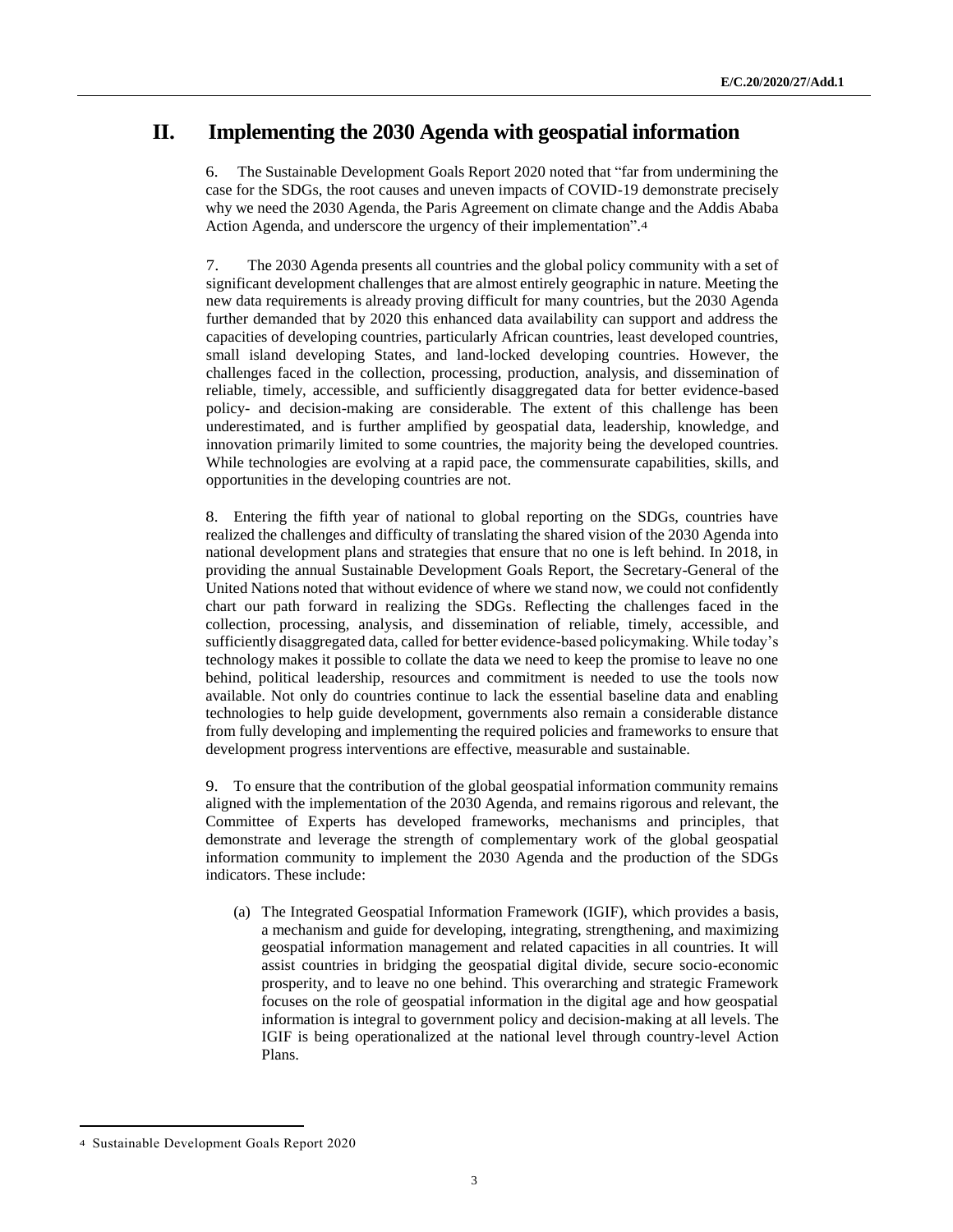## II. Implementing the 2030 Agenda with geospatial information

6. The Sustainable Development Goals Report 2020 noted that "far from undermining the case for the SDGs, the root causes and uneven impacts of COVID-19 demonstrate precisely why we need the 2030 Agenda, the Paris Agreement on climate change and the Addis Ababa Action Agenda, and underscore the urgency of their implementation".[4]

7. The 2030 Agenda presents all countries and the global policy community with a set of significant development challenges that are almost entirely geographic in nature. Meeting the new data requirements is already proving difficult for many countries, but the 2030 Agenda further demanded that by 2020 this enhanced data availability can support and address the capacities of developing countries, particularly African countries, least developed countries, small island developing States, and land-locked developing countries. However, the challenges faced in the collection, processing, production, analysis, and dissemination of reliable, timely, accessible, and sufficiently disaggregated data for better evidence-based policy- and decision-making are considerable. The extent of this challenge has been underestimated, and is further amplified by geospatial data, leadership, knowledge, and innovation primarily limited to some countries, the majority being the developed countries. While technologies are evolving at a rapid pace, the commensurate capabilities, skills, and opportunities in the developing countries are not.

8. Entering the fifth year of national to global reporting on the SDGs, countries have realized the challenges and difficulty of translating the shared vision of the 2030 Agenda into national development plans and strategies that ensure that no one is left behind. In 2018, in providing the annual Sustainable Development Goals Report, the Secretary-General of the United Nations noted that without evidence of where we stand now, we could not confidently chart our path forward in realizing the SDGs. Reflecting the challenges faced in the collection, processing, analysis, and dissemination of reliable, timely, accessible, and sufficiently disaggregated data, called for better evidence-based policymaking. While today's technology makes it possible to collate the data we need to keep the promise to leave no one behind, political leadership, resources and commitment is needed to use the tools now available. Not only do countries continue to lack the essential baseline data and enabling technologies to help guide development, governments also remain a considerable distance from fully developing and implementing the required policies and frameworks to ensure that development progress interventions are effective, measurable and sustainable.

9. To ensure that the contribution of the global geospatial information community remains aligned with the implementation of the 2030 Agenda, and remains rigorous and relevant, the Committee of Experts has developed frameworks, mechanisms and principles, that demonstrate and leverage the strength of complementary work of the global geospatial information community to implement the 2030 Agenda and the production of the SDGs indicators. These include:

(a) The Integrated Geospatial Information Framework (IGIF), which provides a basis, a mechanism and guide for developing, integrating, strengthening, and maximizing geospatial information management and related capacities in all countries. It will assist countries in bridging the geospatial digital divide, secure socio-economic prosperity, and to leave no one behind. This overarching and strategic Framework focuses on the role of geospatial information in the digital age and how geospatial information is integral to government policy and decision-making at all levels. The IGIF is being operationalized at the national level through country-level Action Plans.

---

[4] Sustainable Development Goals Report 2020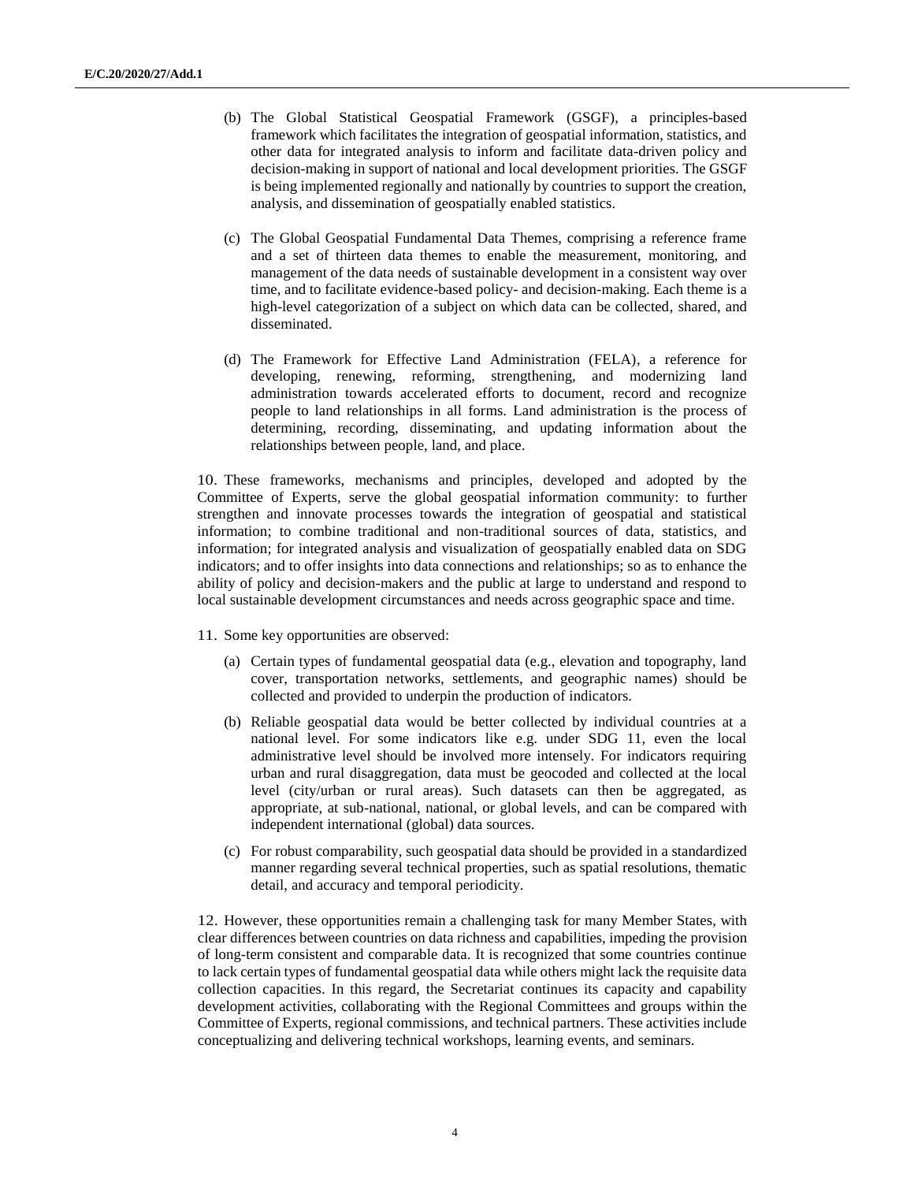(b) The Global Statistical Geospatial Framework (GSGF), a principles-based framework which facilitates the integration of geospatial information, statistics, and other data for integrated analysis to inform and facilitate data-driven policy and decision-making in support of national and local development priorities. The GSGF is being implemented regionally and nationally by countries to support the creation, analysis, and dissemination of geospatially enabled statistics.

(c) The Global Geospatial Fundamental Data Themes, comprising a reference frame and a set of thirteen data themes to enable the measurement, monitoring, and management of the data needs of sustainable development in a consistent way over time, and to facilitate evidence-based policy- and decision-making. Each theme is a high-level categorization of a subject on which data can be collected, shared, and disseminated.

(d) The Framework for Effective Land Administration (FELA), a reference for developing, renewing, reforming, strengthening, and modernizing land administration towards accelerated efforts to document, record and recognize people to land relationships in all forms. Land administration is the process of determining, recording, disseminating, and updating information about the relationships between people, land, and place.

10. These frameworks, mechanisms and principles, developed and adopted by the Committee of Experts, serve the global geospatial information community: to further strengthen and innovate processes towards the integration of geospatial and statistical information; to combine traditional and non-traditional sources of data, statistics, and information; for integrated analysis and visualization of geospatially enabled data on SDG indicators; and to offer insights into data connections and relationships; so as to enhance the ability of policy and decision-makers and the public at large to understand and respond to local sustainable development circumstances and needs across geographic space and time.

11. Some key opportunities are observed:

(a) Certain types of fundamental geospatial data (e.g., elevation and topography, land cover, transportation networks, settlements, and geographic names) should be collected and provided to underpin the production of indicators.

(b) Reliable geospatial data would be better collected by individual countries at a national level. For some indicators like e.g. under SDG 11, even the local administrative level should be involved more intensely. For indicators requiring urban and rural disaggregation, data must be geocoded and collected at the local level (city/urban or rural areas). Such datasets can then be aggregated, as appropriate, at sub-national, national, or global levels, and can be compared with independent international (global) data sources.

(c) For robust comparability, such geospatial data should be provided in a standardized manner regarding several technical properties, such as spatial resolutions, thematic detail, and accuracy and temporal periodicity.

12. However, these opportunities remain a challenging task for many Member States, with clear differences between countries on data richness and capabilities, impeding the provision of long-term consistent and comparable data. It is recognized that some countries continue to lack certain types of fundamental geospatial data while others might lack the requisite data collection capacities. In this regard, the Secretariat continues its capacity and capability development activities, collaborating with the Regional Committees and groups within the Committee of Experts, regional commissions, and technical partners. These activities include conceptualizing and delivering technical workshops, learning events, and seminars.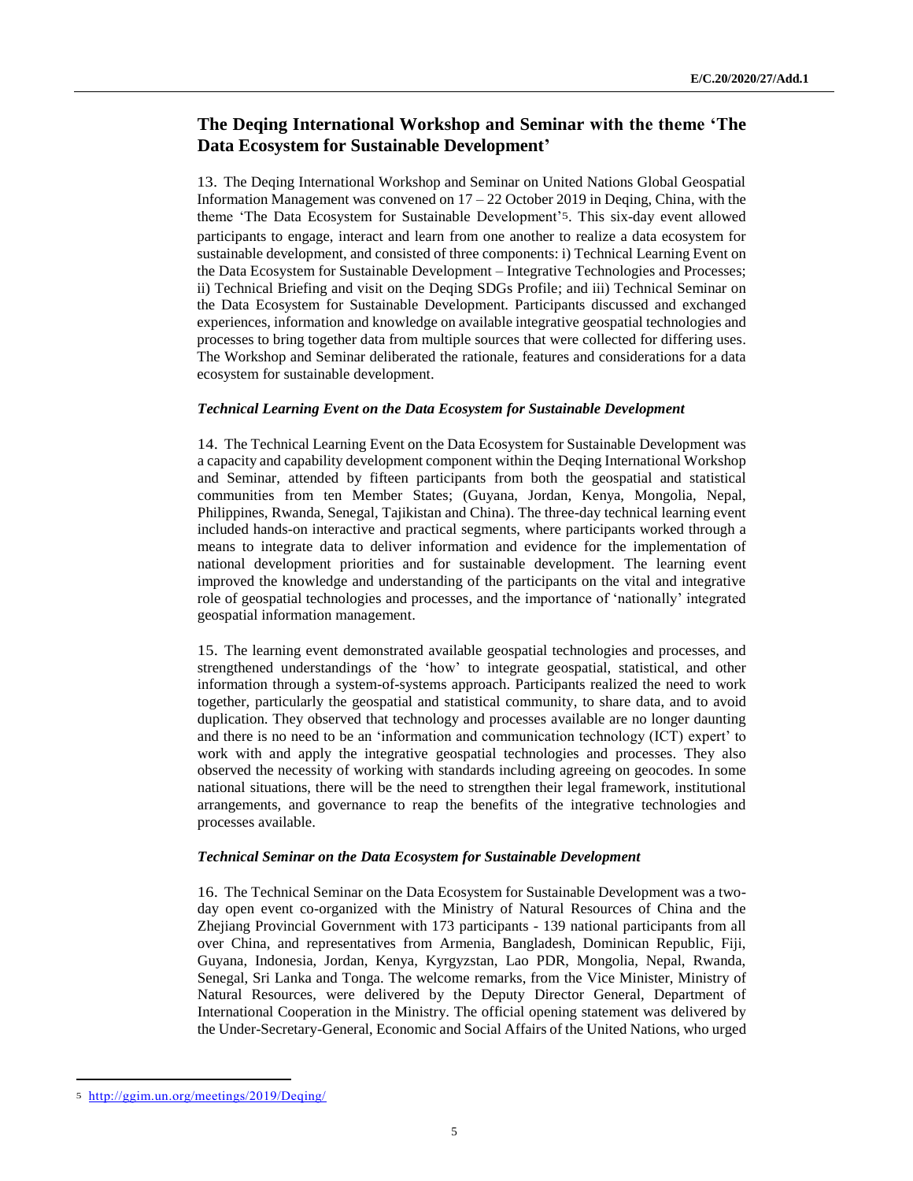## The Deqing International Workshop and Seminar with the theme 'The Data Ecosystem for Sustainable Development'

13. The Deqing International Workshop and Seminar on United Nations Global Geospatial Information Management was convened on 17 – 22 October 2019 in Deqing, China, with the theme 'The Data Ecosystem for Sustainable Development'[5]. This six-day event allowed participants to engage, interact and learn from one another to realize a data ecosystem for sustainable development, and consisted of three components: i) Technical Learning Event on the Data Ecosystem for Sustainable Development – Integrative Technologies and Processes; ii) Technical Briefing and visit on the Deqing SDGs Profile; and iii) Technical Seminar on the Data Ecosystem for Sustainable Development. Participants discussed and exchanged experiences, information and knowledge on available integrative geospatial technologies and processes to bring together data from multiple sources that were collected for differing uses. The Workshop and Seminar deliberated the rationale, features and considerations for a data ecosystem for sustainable development.

### *Technical Learning Event on the Data Ecosystem for Sustainable Development*

14. The Technical Learning Event on the Data Ecosystem for Sustainable Development was a capacity and capability development component within the Deqing International Workshop and Seminar, attended by fifteen participants from both the geospatial and statistical communities from ten Member States; (Guyana, Jordan, Kenya, Mongolia, Nepal, Philippines, Rwanda, Senegal, Tajikistan and China). The three-day technical learning event included hands-on interactive and practical segments, where participants worked through a means to integrate data to deliver information and evidence for the implementation of national development priorities and for sustainable development. The learning event improved the knowledge and understanding of the participants on the vital and integrative role of geospatial technologies and processes, and the importance of 'nationally' integrated geospatial information management.

15. The learning event demonstrated available geospatial technologies and processes, and strengthened understandings of the 'how' to integrate geospatial, statistical, and other information through a system-of-systems approach. Participants realized the need to work together, particularly the geospatial and statistical community, to share data, and to avoid duplication. They observed that technology and processes available are no longer daunting and there is no need to be an 'information and communication technology (ICT) expert' to work with and apply the integrative geospatial technologies and processes. They also observed the necessity of working with standards including agreeing on geocodes. In some national situations, there will be the need to strengthen their legal framework, institutional arrangements, and governance to reap the benefits of the integrative technologies and processes available.

### *Technical Seminar on the Data Ecosystem for Sustainable Development*

16. The Technical Seminar on the Data Ecosystem for Sustainable Development was a two-day open event co-organized with the Ministry of Natural Resources of China and the Zhejiang Provincial Government with 173 participants - 139 national participants from all over China, and representatives from Armenia, Bangladesh, Dominican Republic, Fiji, Guyana, Indonesia, Jordan, Kenya, Kyrgyzstan, Lao PDR, Mongolia, Nepal, Rwanda, Senegal, Sri Lanka and Tonga. The welcome remarks, from the Vice Minister, Ministry of Natural Resources, were delivered by the Deputy Director General, Department of International Cooperation in the Ministry. The official opening statement was delivered by the Under-Secretary-General, Economic and Social Affairs of the United Nations, who urged

[5] http://ggim.un.org/meetings/2019/Deqing/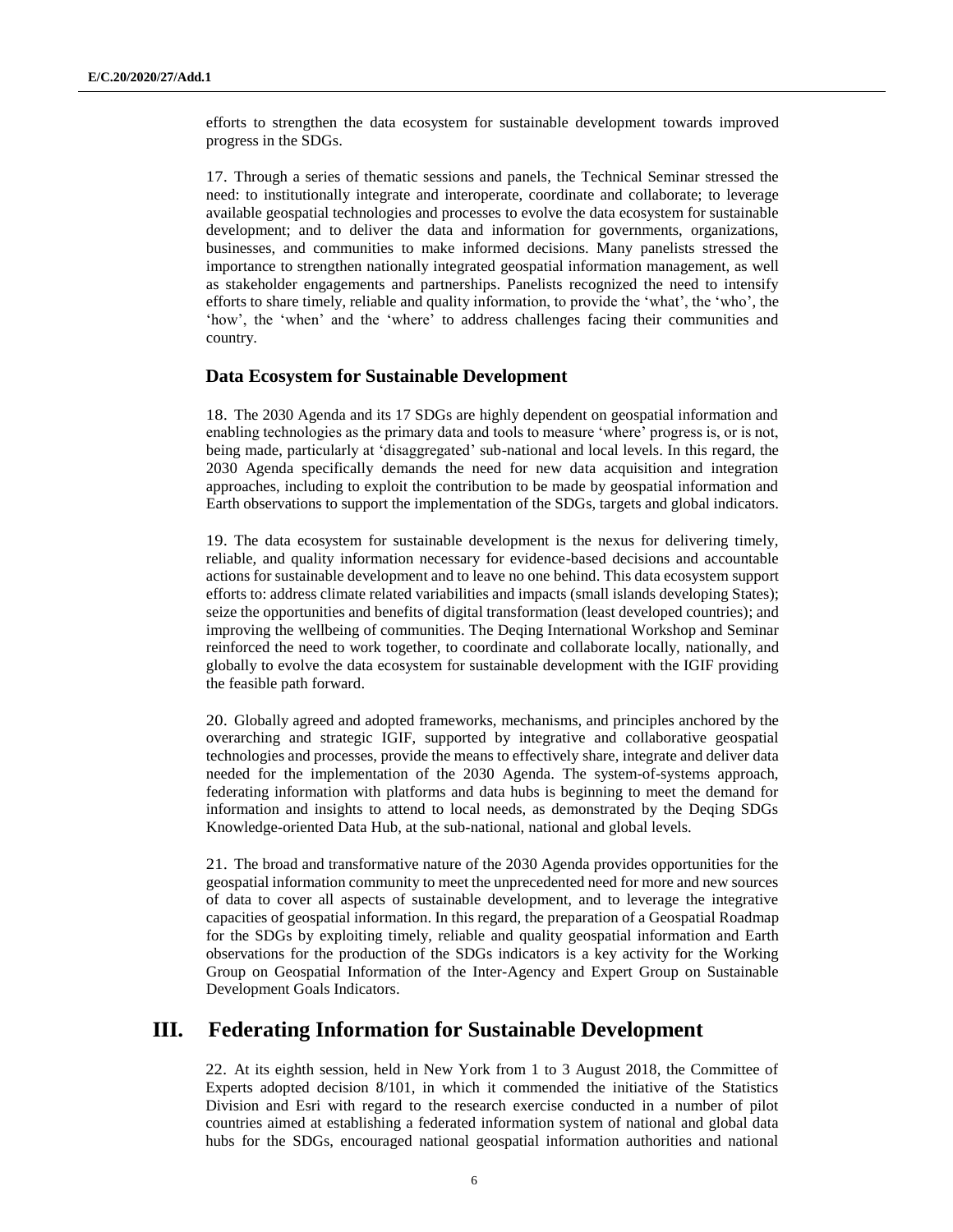efforts to strengthen the data ecosystem for sustainable development towards improved progress in the SDGs.

17. Through a series of thematic sessions and panels, the Technical Seminar stressed the need: to institutionally integrate and interoperate, coordinate and collaborate; to leverage available geospatial technologies and processes to evolve the data ecosystem for sustainable development; and to deliver the data and information for governments, organizations, businesses, and communities to make informed decisions. Many panelists stressed the importance to strengthen nationally integrated geospatial information management, as well as stakeholder engagements and partnerships. Panelists recognized the need to intensify efforts to share timely, reliable and quality information, to provide the 'what', the 'who', the 'how', the 'when' and the 'where' to address challenges facing their communities and country.

### Data Ecosystem for Sustainable Development

18. The 2030 Agenda and its 17 SDGs are highly dependent on geospatial information and enabling technologies as the primary data and tools to measure 'where' progress is, or is not, being made, particularly at 'disaggregated' sub-national and local levels. In this regard, the 2030 Agenda specifically demands the need for new data acquisition and integration approaches, including to exploit the contribution to be made by geospatial information and Earth observations to support the implementation of the SDGs, targets and global indicators.

19. The data ecosystem for sustainable development is the nexus for delivering timely, reliable, and quality information necessary for evidence-based decisions and accountable actions for sustainable development and to leave no one behind. This data ecosystem support efforts to: address climate related variabilities and impacts (small islands developing States); seize the opportunities and benefits of digital transformation (least developed countries); and improving the wellbeing of communities. The Deqing International Workshop and Seminar reinforced the need to work together, to coordinate and collaborate locally, nationally, and globally to evolve the data ecosystem for sustainable development with the IGIF providing the feasible path forward.

20. Globally agreed and adopted frameworks, mechanisms, and principles anchored by the overarching and strategic IGIF, supported by integrative and collaborative geospatial technologies and processes, provide the means to effectively share, integrate and deliver data needed for the implementation of the 2030 Agenda. The system-of-systems approach, federating information with platforms and data hubs is beginning to meet the demand for information and insights to attend to local needs, as demonstrated by the Deqing SDGs Knowledge-oriented Data Hub, at the sub-national, national and global levels.

21. The broad and transformative nature of the 2030 Agenda provides opportunities for the geospatial information community to meet the unprecedented need for more and new sources of data to cover all aspects of sustainable development, and to leverage the integrative capacities of geospatial information. In this regard, the preparation of a Geospatial Roadmap for the SDGs by exploiting timely, reliable and quality geospatial information and Earth observations for the production of the SDGs indicators is a key activity for the Working Group on Geospatial Information of the Inter-Agency and Expert Group on Sustainable Development Goals Indicators.

## III. Federating Information for Sustainable Development

22. At its eighth session, held in New York from 1 to 3 August 2018, the Committee of Experts adopted decision 8/101, in which it commended the initiative of the Statistics Division and Esri with regard to the research exercise conducted in a number of pilot countries aimed at establishing a federated information system of national and global data hubs for the SDGs, encouraged national geospatial information authorities and national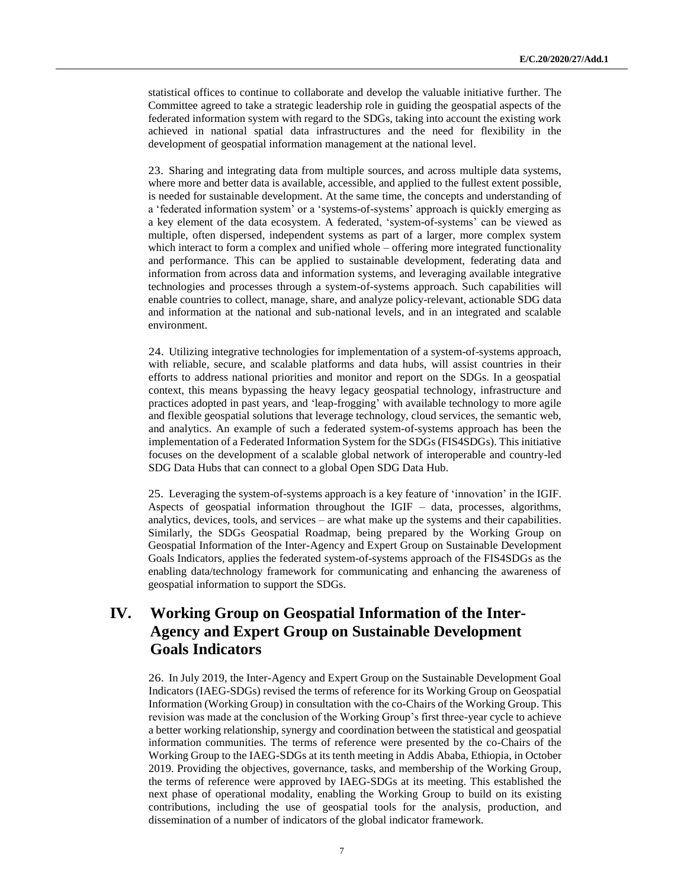statistical offices to continue to collaborate and develop the valuable initiative further. The Committee agreed to take a strategic leadership role in guiding the geospatial aspects of the federated information system with regard to the SDGs, taking into account the existing work achieved in national spatial data infrastructures and the need for flexibility in the development of geospatial information management at the national level.

23. Sharing and integrating data from multiple sources, and across multiple data systems, where more and better data is available, accessible, and applied to the fullest extent possible, is needed for sustainable development. At the same time, the concepts and understanding of a 'federated information system' or a 'systems-of-systems' approach is quickly emerging as a key element of the data ecosystem. A federated, 'system-of-systems' can be viewed as multiple, often dispersed, independent systems as part of a larger, more complex system which interact to form a complex and unified whole – offering more integrated functionality and performance. This can be applied to sustainable development, federating data and information from across data and information systems, and leveraging available integrative technologies and processes through a system-of-systems approach. Such capabilities will enable countries to collect, manage, share, and analyze policy-relevant, actionable SDG data and information at the national and sub-national levels, and in an integrated and scalable environment.

24. Utilizing integrative technologies for implementation of a system-of-systems approach, with reliable, secure, and scalable platforms and data hubs, will assist countries in their efforts to address national priorities and monitor and report on the SDGs. In a geospatial context, this means bypassing the heavy legacy geospatial technology, infrastructure and practices adopted in past years, and 'leap-frogging' with available technology to more agile and flexible geospatial solutions that leverage technology, cloud services, the semantic web, and analytics. An example of such a federated system-of-systems approach has been the implementation of a Federated Information System for the SDGs (FIS4SDGs). This initiative focuses on the development of a scalable global network of interoperable and country-led SDG Data Hubs that can connect to a global Open SDG Data Hub.

25. Leveraging the system-of-systems approach is a key feature of 'innovation' in the IGIF. Aspects of geospatial information throughout the IGIF – data, processes, algorithms, analytics, devices, tools, and services – are what make up the systems and their capabilities. Similarly, the SDGs Geospatial Roadmap, being prepared by the Working Group on Geospatial Information of the Inter-Agency and Expert Group on Sustainable Development Goals Indicators, applies the federated system-of-systems approach of the FIS4SDGs as the enabling data/technology framework for communicating and enhancing the awareness of geospatial information to support the SDGs.

# IV. Working Group on Geospatial Information of the Inter-Agency and Expert Group on Sustainable Development Goals Indicators

26. In July 2019, the Inter-Agency and Expert Group on the Sustainable Development Goal Indicators (IAEG-SDGs) revised the terms of reference for its Working Group on Geospatial Information (Working Group) in consultation with the co-Chairs of the Working Group. This revision was made at the conclusion of the Working Group's first three-year cycle to achieve a better working relationship, synergy and coordination between the statistical and geospatial information communities. The terms of reference were presented by the co-Chairs of the Working Group to the IAEG-SDGs at its tenth meeting in Addis Ababa, Ethiopia, in October 2019. Providing the objectives, governance, tasks, and membership of the Working Group, the terms of reference were approved by IAEG-SDGs at its meeting. This established the next phase of operational modality, enabling the Working Group to build on its existing contributions, including the use of geospatial tools for the analysis, production, and dissemination of a number of indicators of the global indicator framework.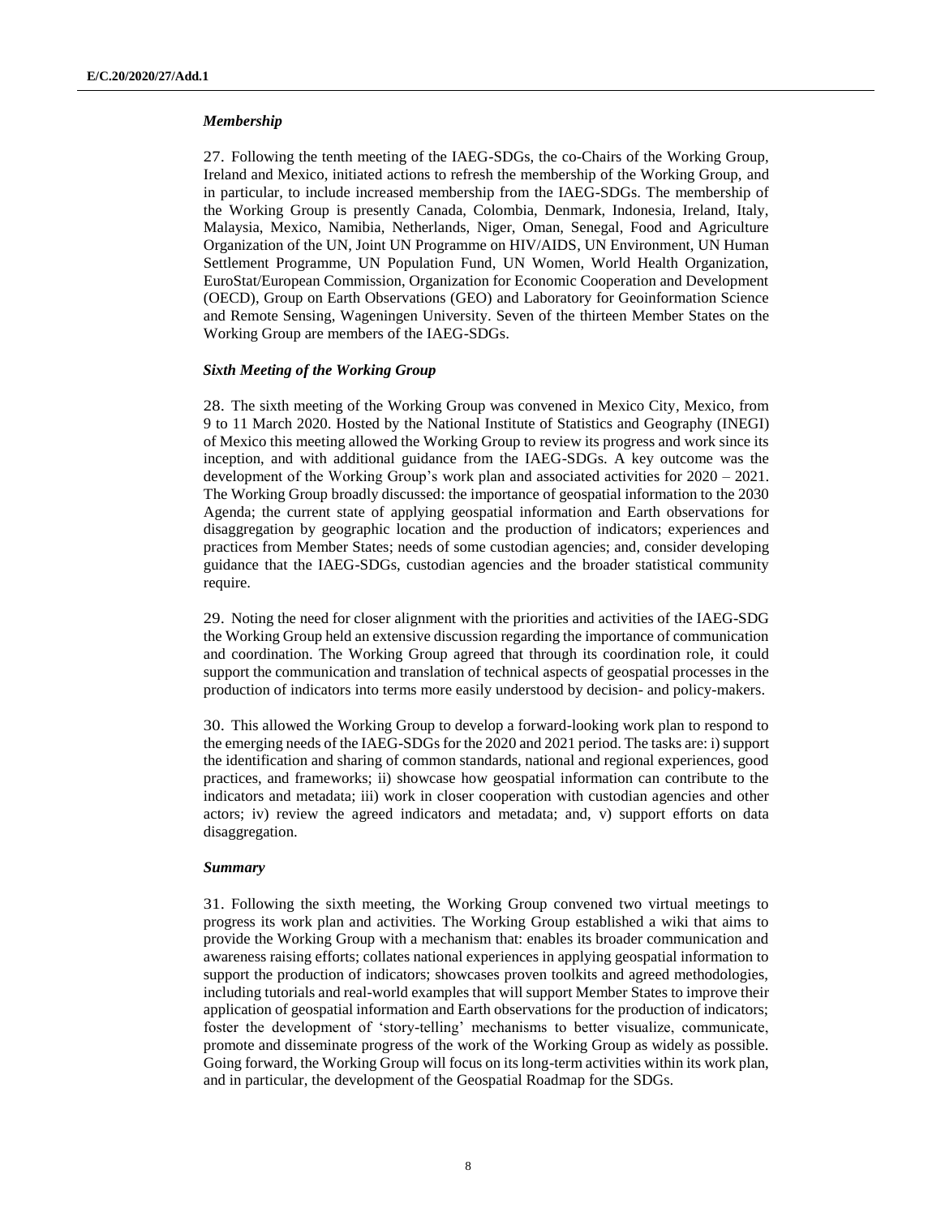### *Membership*

27. Following the tenth meeting of the IAEG-SDGs, the co-Chairs of the Working Group, Ireland and Mexico, initiated actions to refresh the membership of the Working Group, and in particular, to include increased membership from the IAEG-SDGs. The membership of the Working Group is presently Canada, Colombia, Denmark, Indonesia, Ireland, Italy, Malaysia, Mexico, Namibia, Netherlands, Niger, Oman, Senegal, Food and Agriculture Organization of the UN, Joint UN Programme on HIV/AIDS, UN Environment, UN Human Settlement Programme, UN Population Fund, UN Women, World Health Organization, EuroStat/European Commission, Organization for Economic Cooperation and Development (OECD), Group on Earth Observations (GEO) and Laboratory for Geoinformation Science and Remote Sensing, Wageningen University. Seven of the thirteen Member States on the Working Group are members of the IAEG-SDGs.

### *Sixth Meeting of the Working Group*

28. The sixth meeting of the Working Group was convened in Mexico City, Mexico, from 9 to 11 March 2020. Hosted by the National Institute of Statistics and Geography (INEGI) of Mexico this meeting allowed the Working Group to review its progress and work since its inception, and with additional guidance from the IAEG-SDGs. A key outcome was the development of the Working Group's work plan and associated activities for 2020 – 2021. The Working Group broadly discussed: the importance of geospatial information to the 2030 Agenda; the current state of applying geospatial information and Earth observations for disaggregation by geographic location and the production of indicators; experiences and practices from Member States; needs of some custodian agencies; and, consider developing guidance that the IAEG-SDGs, custodian agencies and the broader statistical community require.

29. Noting the need for closer alignment with the priorities and activities of the IAEG-SDG the Working Group held an extensive discussion regarding the importance of communication and coordination. The Working Group agreed that through its coordination role, it could support the communication and translation of technical aspects of geospatial processes in the production of indicators into terms more easily understood by decision- and policy-makers.

30. This allowed the Working Group to develop a forward-looking work plan to respond to the emerging needs of the IAEG-SDGs for the 2020 and 2021 period. The tasks are: i) support the identification and sharing of common standards, national and regional experiences, good practices, and frameworks; ii) showcase how geospatial information can contribute to the indicators and metadata; iii) work in closer cooperation with custodian agencies and other actors; iv) review the agreed indicators and metadata; and, v) support efforts on data disaggregation.

### *Summary*

31. Following the sixth meeting, the Working Group convened two virtual meetings to progress its work plan and activities. The Working Group established a wiki that aims to provide the Working Group with a mechanism that: enables its broader communication and awareness raising efforts; collates national experiences in applying geospatial information to support the production of indicators; showcases proven toolkits and agreed methodologies, including tutorials and real-world examples that will support Member States to improve their application of geospatial information and Earth observations for the production of indicators; foster the development of 'story-telling' mechanisms to better visualize, communicate, promote and disseminate progress of the work of the Working Group as widely as possible. Going forward, the Working Group will focus on its long-term activities within its work plan, and in particular, the development of the Geospatial Roadmap for the SDGs.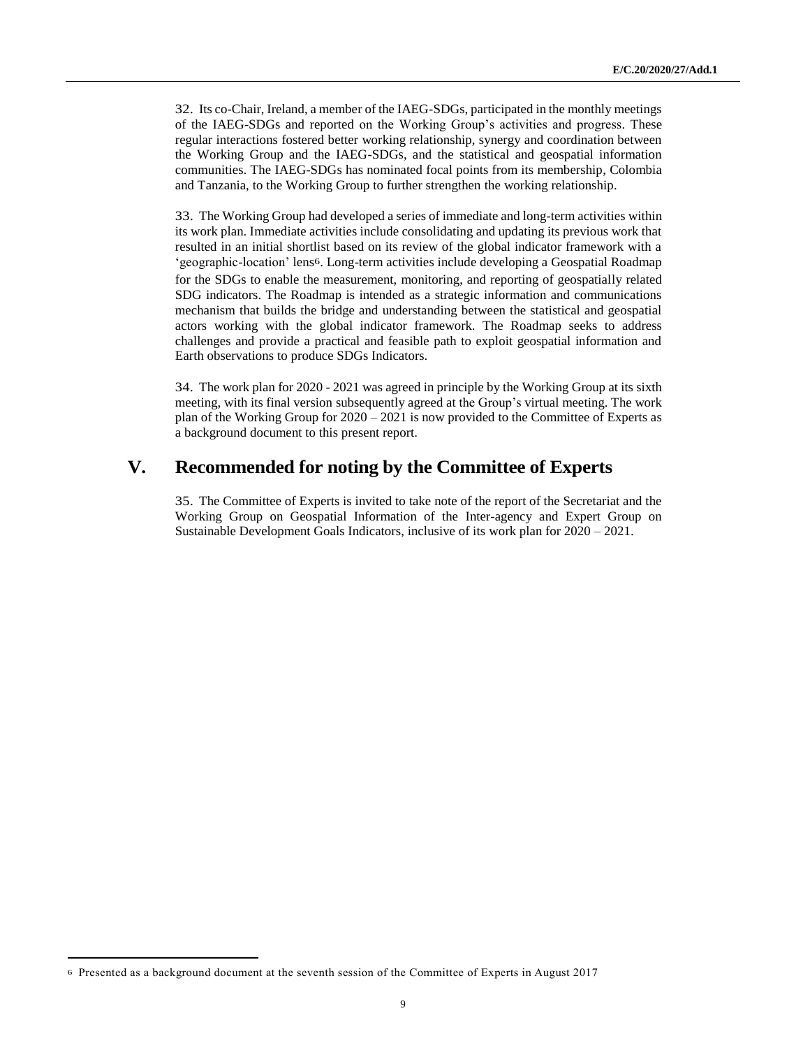32. Its co-Chair, Ireland, a member of the IAEG-SDGs, participated in the monthly meetings of the IAEG-SDGs and reported on the Working Group's activities and progress. These regular interactions fostered better working relationship, synergy and coordination between the Working Group and the IAEG-SDGs, and the statistical and geospatial information communities. The IAEG-SDGs has nominated focal points from its membership, Colombia and Tanzania, to the Working Group to further strengthen the working relationship.

33. The Working Group had developed a series of immediate and long-term activities within its work plan. Immediate activities include consolidating and updating its previous work that resulted in an initial shortlist based on its review of the global indicator framework with a 'geographic-location' lens[6]. Long-term activities include developing a Geospatial Roadmap for the SDGs to enable the measurement, monitoring, and reporting of geospatially related SDG indicators. The Roadmap is intended as a strategic information and communications mechanism that builds the bridge and understanding between the statistical and geospatial actors working with the global indicator framework. The Roadmap seeks to address challenges and provide a practical and feasible path to exploit geospatial information and Earth observations to produce SDGs Indicators.

34. The work plan for 2020 - 2021 was agreed in principle by the Working Group at its sixth meeting, with its final version subsequently agreed at the Group's virtual meeting. The work plan of the Working Group for 2020 – 2021 is now provided to the Committee of Experts as a background document to this present report.

## V. Recommended for noting by the Committee of Experts

35. The Committee of Experts is invited to take note of the report of the Secretariat and the Working Group on Geospatial Information of the Inter-agency and Expert Group on Sustainable Development Goals Indicators, inclusive of its work plan for 2020 – 2021.

---

[6] Presented as a background document at the seventh session of the Committee of Experts in August 2017